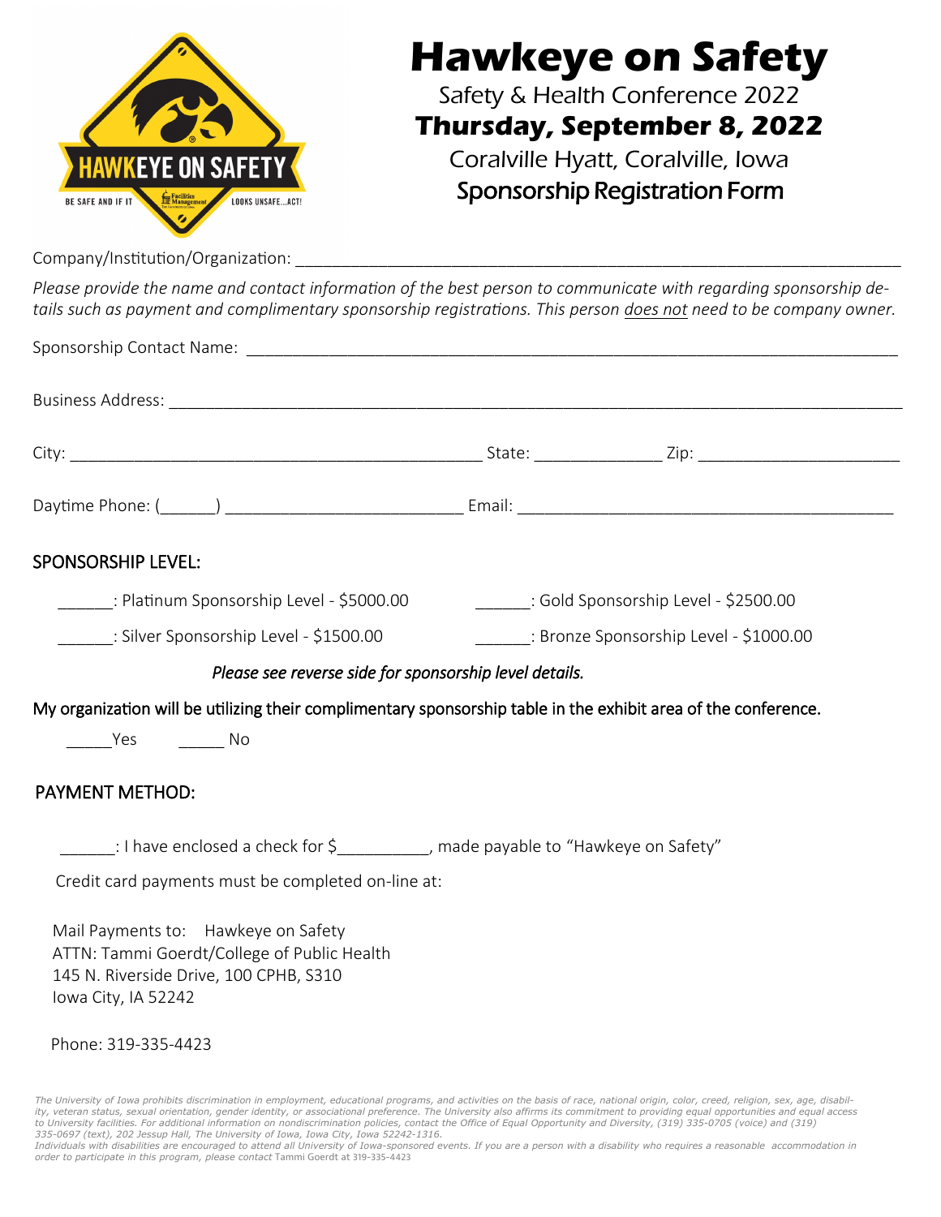# Hawkeye on Safety

Safety & Health Conference 2022

**Thursday, September 8, 2022**

Coralville Hyatt, Coralville, Iowa

## Sponsorship Registration Form

Company/Institution/Organization: ___________________________________________________________________

*Please provide the name and contact information of the best person to communicate with regarding sponsorship details such as payment and complimentary sponsorship registrations. This person does not need to be company owner.*

Sponsorship Contact Name: ________________________________________________________________________

Business Address: ______________________________________________________________________________

City: _____________________________________________ State: ______________ Zip: _____________________

Daytime Phone: (______) __________________________ Email: __________________________________________

## SPONSORSHIP LEVEL:

______: Platinum Sponsorship Level - $5000.00 ______: Gold Sponsorship Level - $2500.00

______: Silver Sponsorship Level - $1500.00 ______: Bronze Sponsorship Level - $1000.00

*Please see reverse side for sponsorship level details.*

My organization will be utilizing their complimentary sponsorship table in the exhibit area of the conference.

_____Yes _____ No

## PAYMENT METHOD:

______: I have enclosed a check for $__________, made payable to "Hawkeye on Safety"

Credit card payments must be completed on-line at:

Mail Payments to: Hawkeye on Safety
ATTN: Tammi Goerdt/College of Public Health
145 N. Riverside Drive, 100 CPHB, S310
Iowa City, IA 52242

Phone: 319-335-4423

*The University of Iowa prohibits discrimination in employment, educational programs, and activities on the basis of race, national origin, color, creed, religion, sex, age, disability, veteran status, sexual orientation, gender identity, or associational preference. The University also affirms its commitment to providing equal opportunities and equal access to University facilities. For additional information on nondiscrimination policies, contact the Office of Equal Opportunity and Diversity, (319) 335-0705 (voice) and (319) 335-0697 (text), 202 Jessup Hall, The University of Iowa, Iowa City, Iowa 52242-1316.*
*Individuals with disabilities are encouraged to attend all University of Iowa-sponsored events. If you are a person with a disability who requires a reasonable accommodation in order to participate in this program, please contact* Tammi Goerdt at 319-335-4423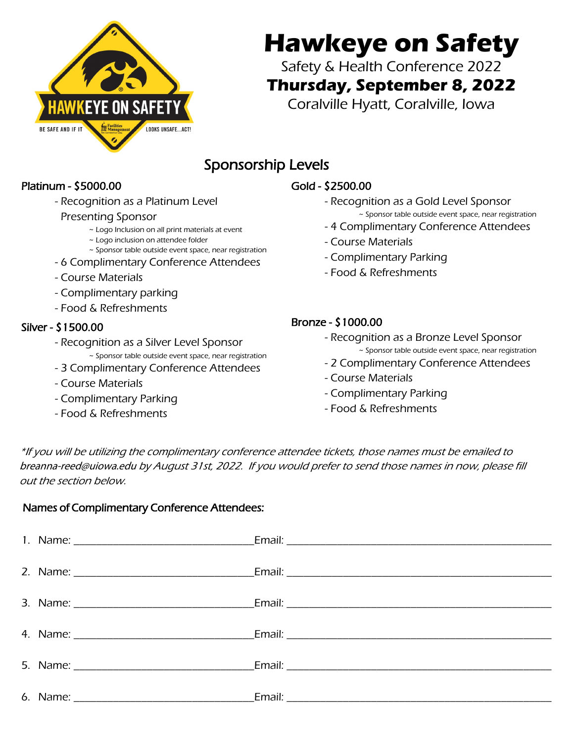# Hawkeye on Safety

Safety & Health Conference 2022

**Thursday, September 8, 2022**

Coralville Hyatt, Coralville, Iowa

## Sponsorship Levels

### Platinum - $5000.00

- Recognition as a Platinum Level Presenting Sponsor
  - ~ Logo Inclusion on all print materials at event
  - ~ Logo inclusion on attendee folder
  - ~ Sponsor table outside event space, near registration
- 6 Complimentary Conference Attendees
- Course Materials
- Complimentary parking
- Food & Refreshments

### Gold - $2500.00

- Recognition as a Gold Level Sponsor
  - ~ Sponsor table outside event space, near registration
- 4 Complimentary Conference Attendees
- Course Materials
- Complimentary Parking
- Food & Refreshments

### Silver - $1500.00

- Recognition as a Silver Level Sponsor
  - ~ Sponsor table outside event space, near registration
- 3 Complimentary Conference Attendees
- Course Materials
- Complimentary Parking
- Food & Refreshments

### Bronze - $1000.00

- Recognition as a Bronze Level Sponsor
  - ~ Sponsor table outside event space, near registration
- 2 Complimentary Conference Attendees
- Course Materials
- Complimentary Parking
- Food & Refreshments

*\*If you will be utilizing the complimentary conference attendee tickets, those names must be emailed to breanna-reed@uiowa.edu by August 31st, 2022. If you would prefer to send those names in now, please fill out the section below.*

Names of Complimentary Conference Attendees:

1. Name: ______________________ Email: ______________________
2. Name: ______________________ Email: ______________________
3. Name: ______________________ Email: ______________________
4. Name: ______________________ Email: ______________________
5. Name: ______________________ Email: ______________________
6. Name: ______________________ Email: ______________________